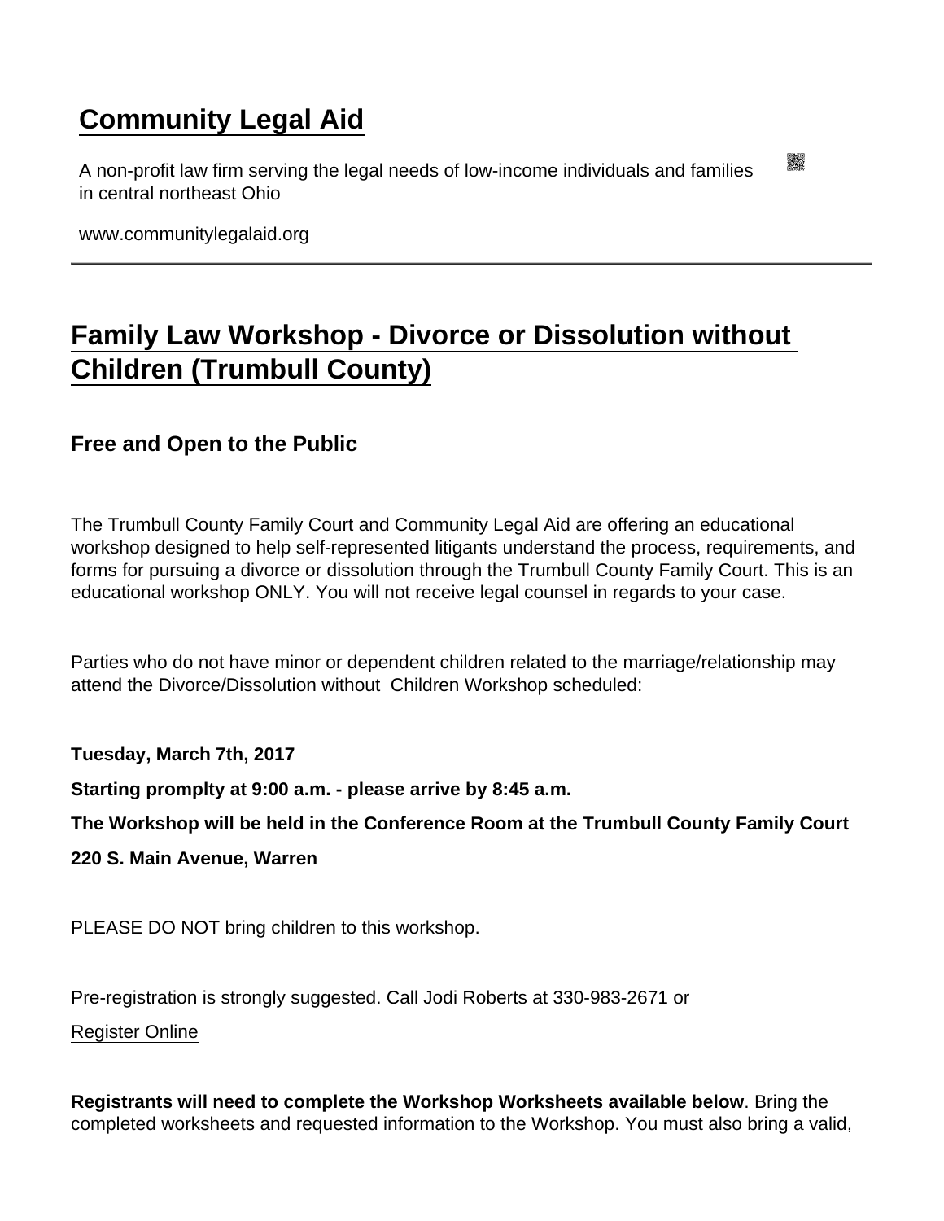# Community Legal Aid

A non-profit law firm serving the legal needs of low-income individuals and families in central northeast Ohio

www.communitylegalaid.org

---

## Family Law Workshop - Divorce or Dissolution without Children (Trumbull County)

### Free and Open to the Public

The Trumbull County Family Court and Community Legal Aid are offering an educational workshop designed to help self-represented litigants understand the process, requirements, and forms for pursuing a divorce or dissolution through the Trumbull County Family Court. This is an educational workshop ONLY. You will not receive legal counsel in regards to your case.

Parties who do not have minor or dependent children related to the marriage/relationship may attend the Divorce/Dissolution without Children Workshop scheduled:

**Tuesday, March 7th, 2017**

**Starting promplty at 9:00 a.m. - please arrive by 8:45 a.m.**

**The Workshop will be held in the Conference Room at the Trumbull County Family Court**

**220 S. Main Avenue, Warren**

PLEASE DO NOT bring children to this workshop.

Pre-registration is strongly suggested. Call Jodi Roberts at 330-983-2671 or

Register Online

**Registrants will need to complete the Workshop Worksheets available below**. Bring the completed worksheets and requested information to the Workshop. You must also bring a valid,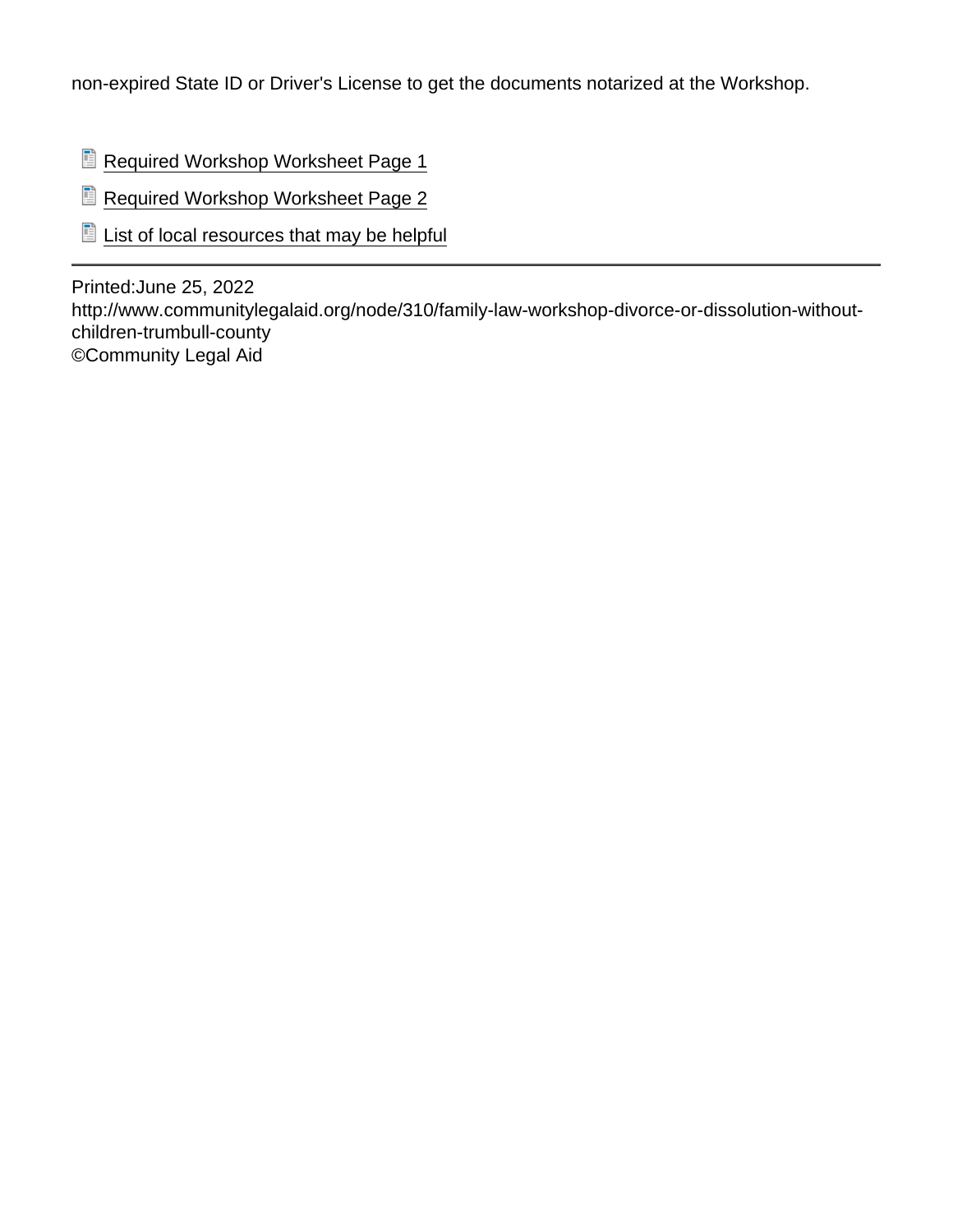non-expired State ID or Driver's License to get the documents notarized at the Workshop.

- Required Workshop Worksheet Page 1
- Required Workshop Worksheet Page 2
- List of local resources that may be helpful

---

Printed:June 25, 2022
http://www.communitylegalaid.org/node/310/family-law-workshop-divorce-or-dissolution-without-children-trumbull-county
©Community Legal Aid